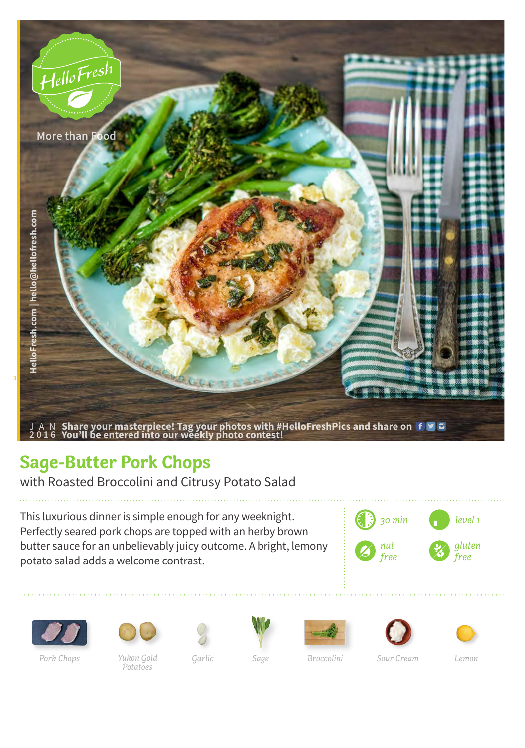HelloFresh

More than Food

HelloFresh.com | hello@hellofresh.com

JAN 2016 Share your masterpiece! Tag your photos with #HelloFreshPics and share on
You'll be entered into our weekly photo contest!

# Sage-Butter Pork Chops

with Roasted Broccolini and Citrusy Potato Salad

This luxurious dinner is simple enough for any weeknight. Perfectly seared pork chops are topped with an herby brown butter sauce for an unbelievably juicy outcome. A bright, lemony potato salad adds a welcome contrast.

30 min | level 1
nut free | gluten free

Pork Chops | Yukon Gold Potatoes | Garlic | Sage | Broccolini | Sour Cream | Lemon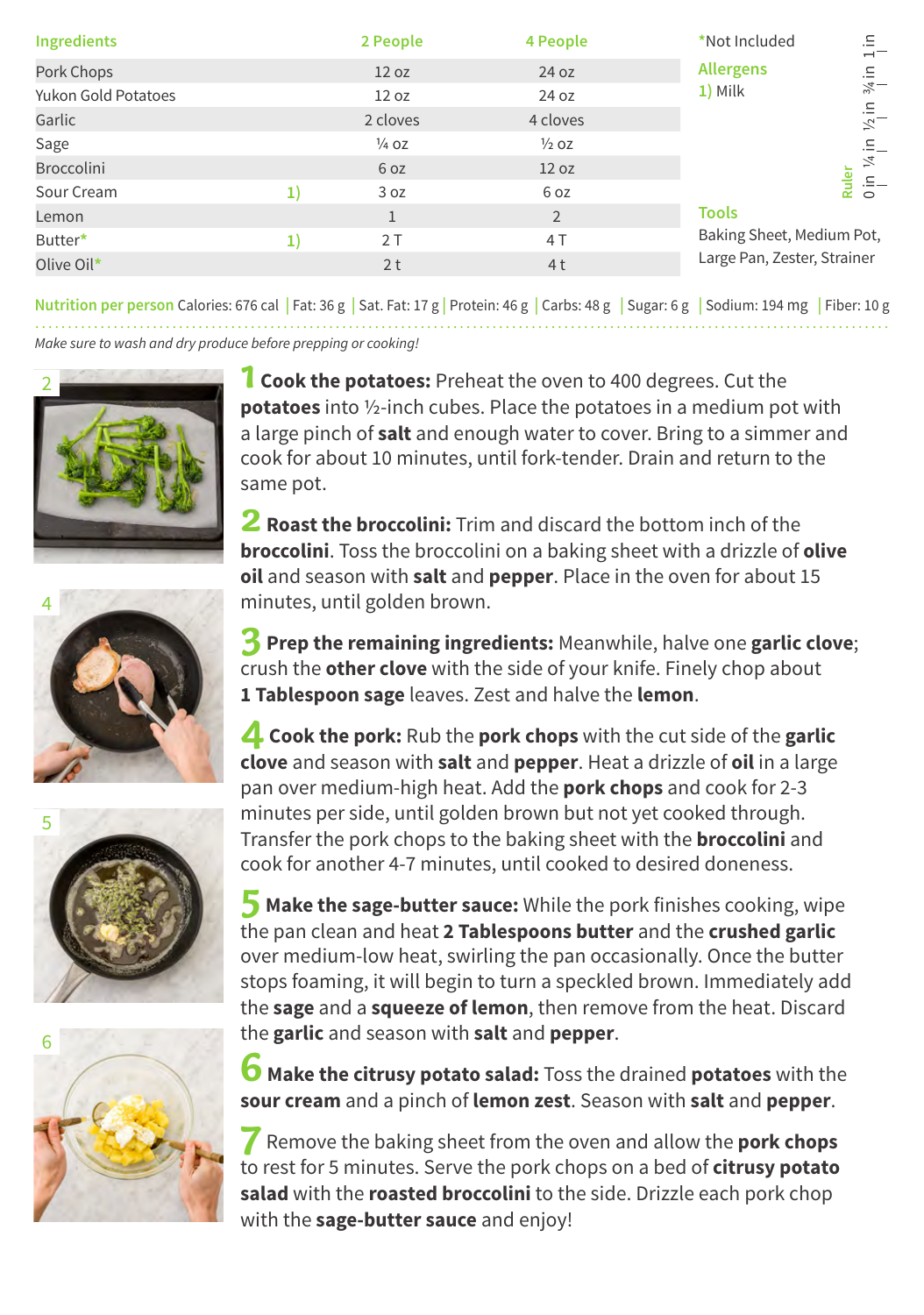| Ingredients | | 2 People | 4 People |
| --- | --- | --- | --- |
| Pork Chops | | 12 oz | 24 oz |
| Yukon Gold Potatoes | | 12 oz | 24 oz |
| Garlic | | 2 cloves | 4 cloves |
| Sage | | ¼ oz | ½ oz |
| Broccolini | | 6 oz | 12 oz |
| Sour Cream | 1) | 3 oz | 6 oz |
| Lemon | | 1 | 2 |
| Butter* | 1) | 2 T | 4 T |
| Olive Oil* | | 2 t | 4 t |

*Not Included

**Allergens**
1) Milk

**Ruler**
0 in | ¼ in | ½ in | ¾ in | 1 in

**Tools**
Baking Sheet, Medium Pot, Large Pan, Zester, Strainer

**Nutrition per person** Calories: 676 cal | Fat: 36 g | Sat. Fat: 17 g | Protein: 46 g | Carbs: 48 g | Sugar: 6 g | Sodium: 194 mg | Fiber: 10 g

*Make sure to wash and dry produce before prepping or cooking!*

**1 Cook the potatoes:** Preheat the oven to 400 degrees. Cut the **potatoes** into ½-inch cubes. Place the potatoes in a medium pot with a large pinch of **salt** and enough water to cover. Bring to a simmer and cook for about 10 minutes, until fork-tender. Drain and return to the same pot.

**2 Roast the broccolini:** Trim and discard the bottom inch of the **broccolini**. Toss the broccolini on a baking sheet with a drizzle of **olive oil** and season with **salt** and **pepper**. Place in the oven for about 15 minutes, until golden brown.

**3 Prep the remaining ingredients:** Meanwhile, halve one **garlic clove**; crush the **other clove** with the side of your knife. Finely chop about **1 Tablespoon sage** leaves. Zest and halve the **lemon**.

**4 Cook the pork:** Rub the **pork chops** with the cut side of the **garlic clove** and season with **salt** and **pepper**. Heat a drizzle of **oil** in a large pan over medium-high heat. Add the **pork chops** and cook for 2-3 minutes per side, until golden brown but not yet cooked through. Transfer the pork chops to the baking sheet with the **broccolini** and cook for another 4-7 minutes, until cooked to desired doneness.

**5 Make the sage-butter sauce:** While the pork finishes cooking, wipe the pan clean and heat **2 Tablespoons butter** and the **crushed garlic** over medium-low heat, swirling the pan occasionally. Once the butter stops foaming, it will begin to turn a speckled brown. Immediately add the **sage** and a **squeeze of lemon**, then remove from the heat. Discard the **garlic** and season with **salt** and **pepper**.

**6 Make the citrusy potato salad:** Toss the drained **potatoes** with the **sour cream** and a pinch of **lemon zest**. Season with **salt** and **pepper**.

**7** Remove the baking sheet from the oven and allow the **pork chops** to rest for 5 minutes. Serve the pork chops on a bed of **citrusy potato salad** with the **roasted broccolini** to the side. Drizzle each pork chop with the **sage-butter sauce** and enjoy!